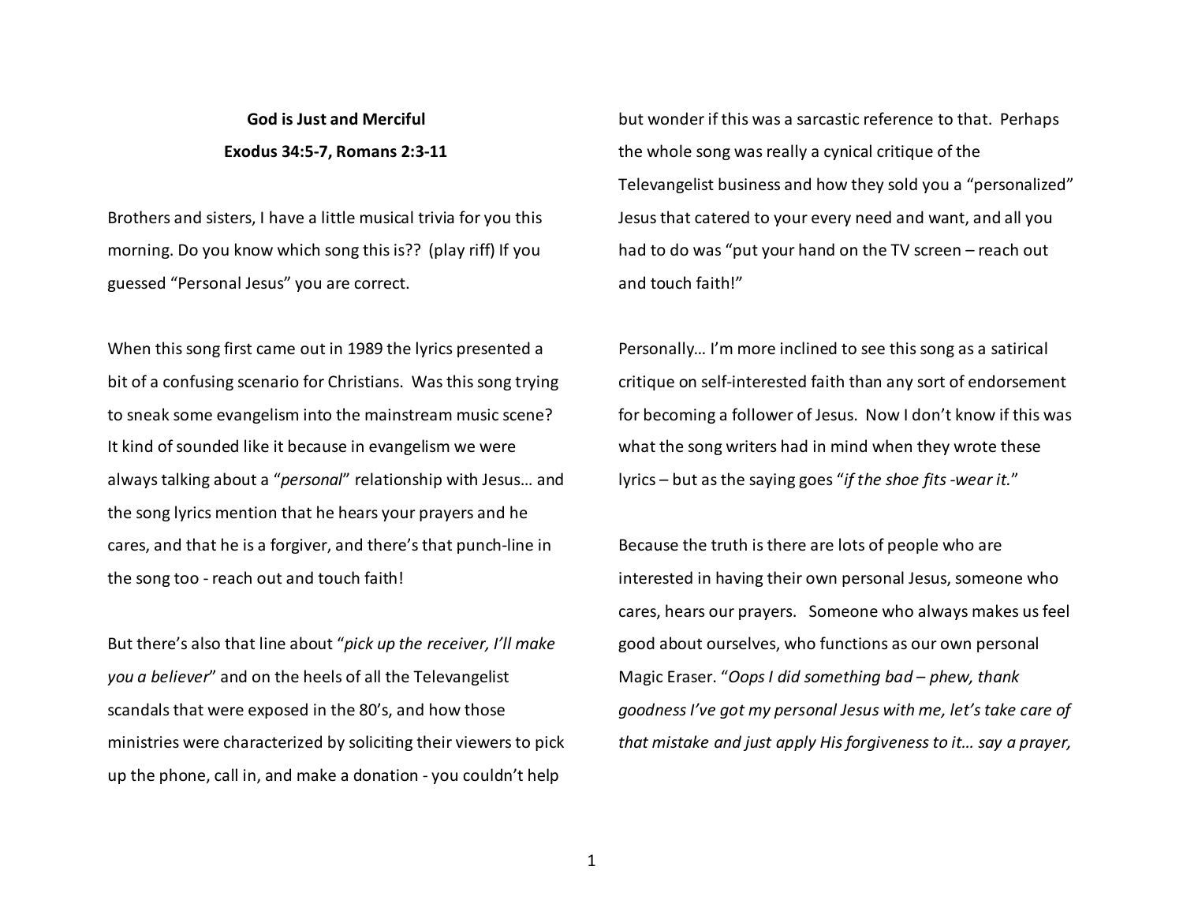**God is Just and Merciful**

**Exodus 34:5-7, Romans 2:3-11**

Brothers and sisters, I have a little musical trivia for you this morning. Do you know which song this is?? (play riff) If you guessed "Personal Jesus" you are correct.

When this song first came out in 1989 the lyrics presented a bit of a confusing scenario for Christians. Was this song trying to sneak some evangelism into the mainstream music scene? It kind of sounded like it because in evangelism we were always talking about a "*personal*" relationship with Jesus… and the song lyrics mention that he hears your prayers and he cares, and that he is a forgiver, and there's that punch-line in the song too - reach out and touch faith!

But there's also that line about "*pick up the receiver, I'll make you a believer*" and on the heels of all the Televangelist scandals that were exposed in the 80's, and how those ministries were characterized by soliciting their viewers to pick up the phone, call in, and make a donation - you couldn't help but wonder if this was a sarcastic reference to that. Perhaps the whole song was really a cynical critique of the Televangelist business and how they sold you a "personalized" Jesus that catered to your every need and want, and all you had to do was "put your hand on the TV screen – reach out and touch faith!"

Personally… I'm more inclined to see this song as a satirical critique on self-interested faith than any sort of endorsement for becoming a follower of Jesus. Now I don't know if this was what the song writers had in mind when they wrote these lyrics – but as the saying goes "*if the shoe fits -wear it.*"

Because the truth is there are lots of people who are interested in having their own personal Jesus, someone who cares, hears our prayers. Someone who always makes us feel good about ourselves, who functions as our own personal Magic Eraser. "*Oops I did something bad – phew, thank goodness I've got my personal Jesus with me, let's take care of that mistake and just apply His forgiveness to it… say a prayer,*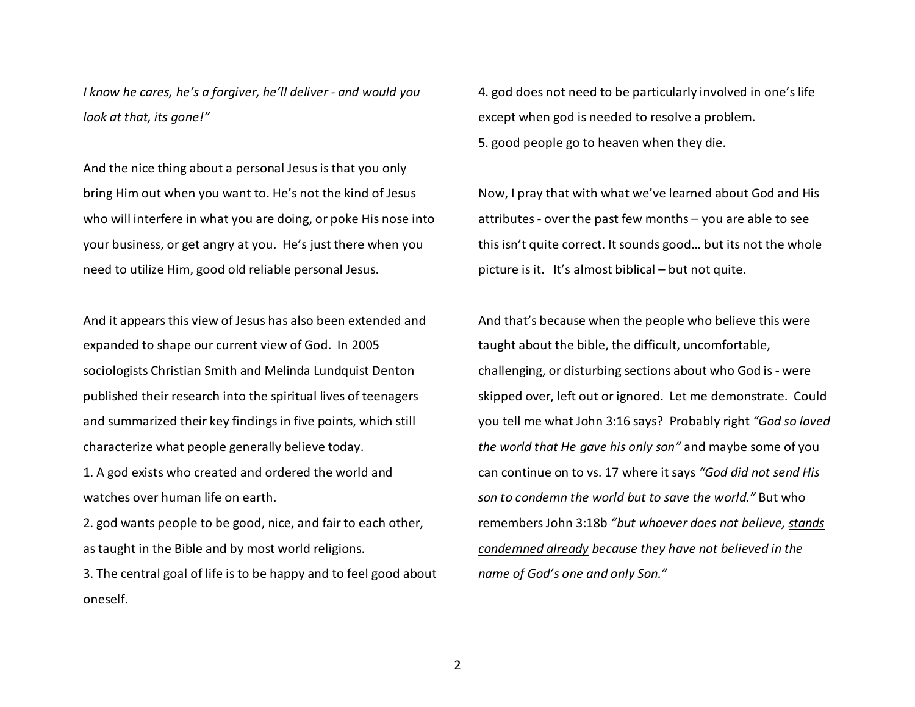*I know he cares, he's a forgiver, he'll deliver - and would you look at that, its gone!"*

And the nice thing about a personal Jesus is that you only bring Him out when you want to. He's not the kind of Jesus who will interfere in what you are doing, or poke His nose into your business, or get angry at you. He's just there when you need to utilize Him, good old reliable personal Jesus.

And it appears this view of Jesus has also been extended and expanded to shape our current view of God. In 2005 sociologists Christian Smith and Melinda Lundquist Denton published their research into the spiritual lives of teenagers and summarized their key findings in five points, which still characterize what people generally believe today.

1. A god exists who created and ordered the world and watches over human life on earth.
2. god wants people to be good, nice, and fair to each other, as taught in the Bible and by most world religions.
3. The central goal of life is to be happy and to feel good about oneself.
4. god does not need to be particularly involved in one's life except when god is needed to resolve a problem.
5. good people go to heaven when they die.

Now, I pray that with what we've learned about God and His attributes - over the past few months – you are able to see this isn't quite correct. It sounds good… but its not the whole picture is it. It's almost biblical – but not quite.

And that's because when the people who believe this were taught about the bible, the difficult, uncomfortable, challenging, or disturbing sections about who God is - were skipped over, left out or ignored. Let me demonstrate. Could you tell me what John 3:16 says? Probably right *"God so loved the world that He gave his only son"* and maybe some of you can continue on to vs. 17 where it says *"God did not send His son to condemn the world but to save the world."* But who remembers John 3:18b *"but whoever does not believe, <u>stands condemned already</u> because they have not believed in the name of God's one and only Son."*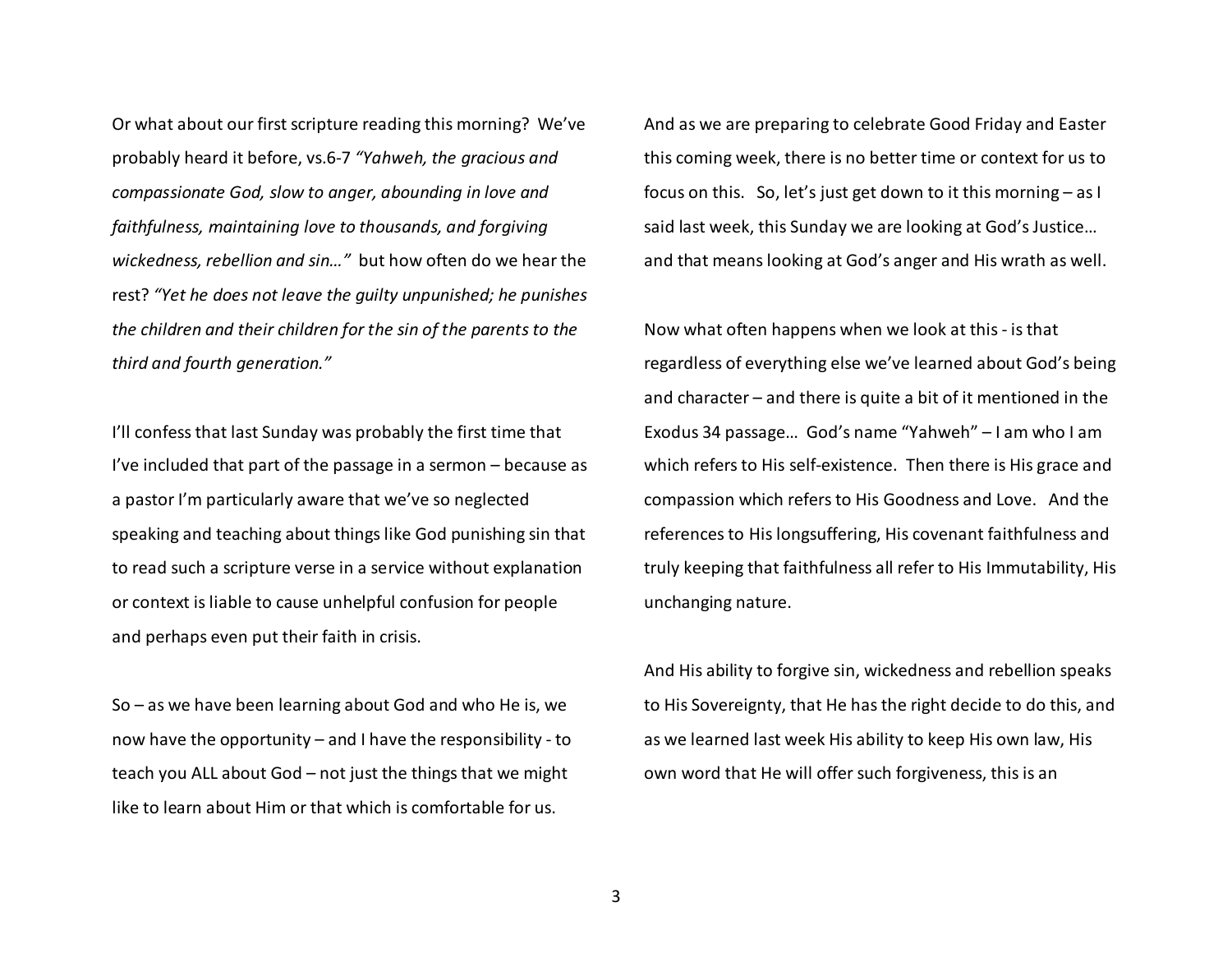Or what about our first scripture reading this morning? We've probably heard it before, vs.6-7 *"Yahweh, the gracious and compassionate God, slow to anger, abounding in love and faithfulness, maintaining love to thousands, and forgiving wickedness, rebellion and sin…"* but how often do we hear the rest? *"Yet he does not leave the guilty unpunished; he punishes the children and their children for the sin of the parents to the third and fourth generation."*

I'll confess that last Sunday was probably the first time that I've included that part of the passage in a sermon – because as a pastor I'm particularly aware that we've so neglected speaking and teaching about things like God punishing sin that to read such a scripture verse in a service without explanation or context is liable to cause unhelpful confusion for people and perhaps even put their faith in crisis.

So – as we have been learning about God and who He is, we now have the opportunity – and I have the responsibility - to teach you ALL about God – not just the things that we might like to learn about Him or that which is comfortable for us.

And as we are preparing to celebrate Good Friday and Easter this coming week, there is no better time or context for us to focus on this. So, let's just get down to it this morning – as I said last week, this Sunday we are looking at God's Justice… and that means looking at God's anger and His wrath as well.

Now what often happens when we look at this - is that regardless of everything else we've learned about God's being and character – and there is quite a bit of it mentioned in the Exodus 34 passage… God's name "Yahweh" – I am who I am which refers to His self-existence. Then there is His grace and compassion which refers to His Goodness and Love. And the references to His longsuffering, His covenant faithfulness and truly keeping that faithfulness all refer to His Immutability, His unchanging nature.

And His ability to forgive sin, wickedness and rebellion speaks to His Sovereignty, that He has the right decide to do this, and as we learned last week His ability to keep His own law, His own word that He will offer such forgiveness, this is an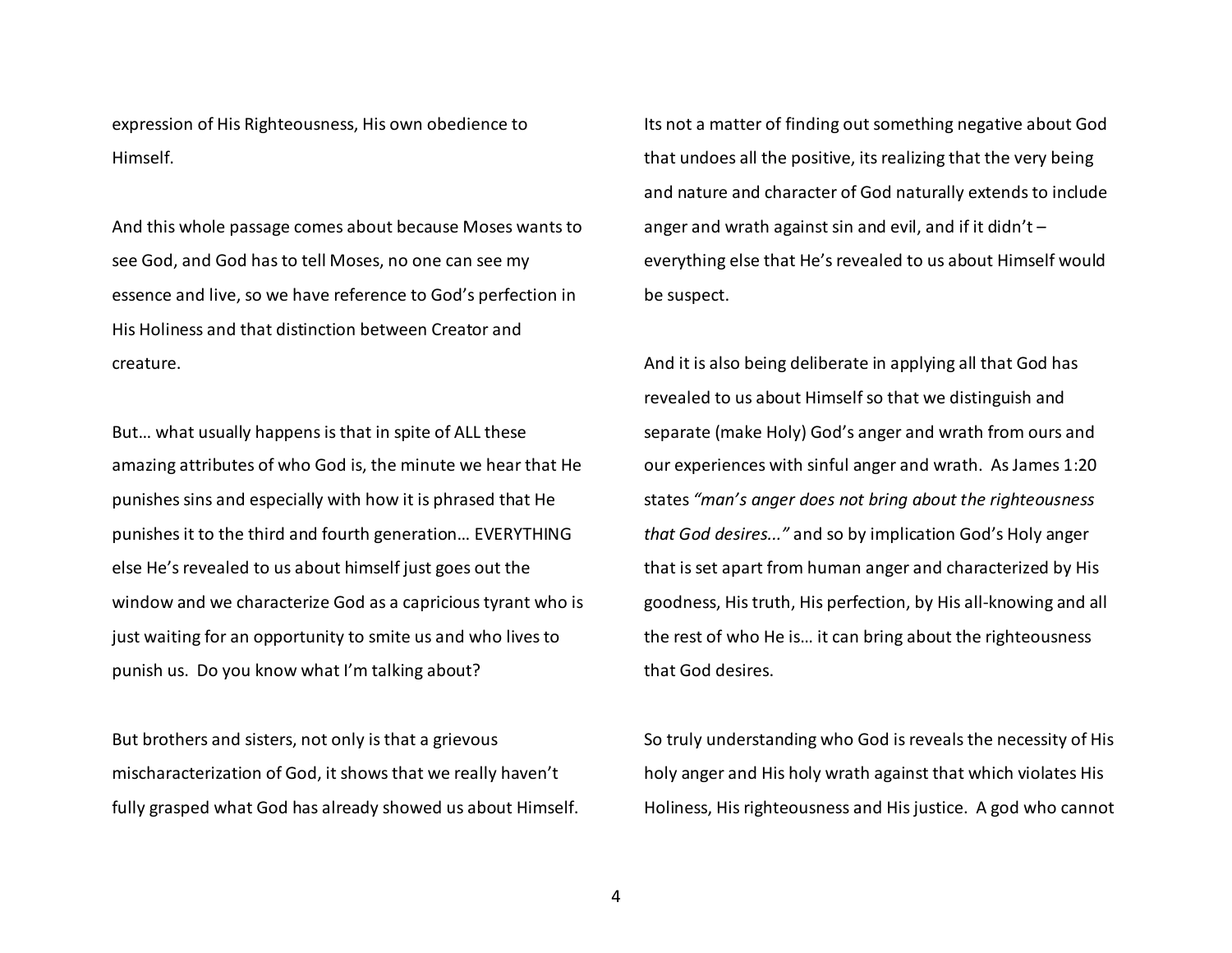expression of His Righteousness, His own obedience to Himself.

And this whole passage comes about because Moses wants to see God, and God has to tell Moses, no one can see my essence and live, so we have reference to God's perfection in His Holiness and that distinction between Creator and creature.

But… what usually happens is that in spite of ALL these amazing attributes of who God is, the minute we hear that He punishes sins and especially with how it is phrased that He punishes it to the third and fourth generation… EVERYTHING else He's revealed to us about himself just goes out the window and we characterize God as a capricious tyrant who is just waiting for an opportunity to smite us and who lives to punish us. Do you know what I'm talking about?

But brothers and sisters, not only is that a grievous mischaracterization of God, it shows that we really haven't fully grasped what God has already showed us about Himself. Its not a matter of finding out something negative about God that undoes all the positive, its realizing that the very being and nature and character of God naturally extends to include anger and wrath against sin and evil, and if it didn't – everything else that He's revealed to us about Himself would be suspect.

And it is also being deliberate in applying all that God has revealed to us about Himself so that we distinguish and separate (make Holy) God's anger and wrath from ours and our experiences with sinful anger and wrath. As James 1:20 states *"man's anger does not bring about the righteousness that God desires..."* and so by implication God's Holy anger that is set apart from human anger and characterized by His goodness, His truth, His perfection, by His all-knowing and all the rest of who He is… it can bring about the righteousness that God desires.

So truly understanding who God is reveals the necessity of His holy anger and His holy wrath against that which violates His Holiness, His righteousness and His justice. A god who cannot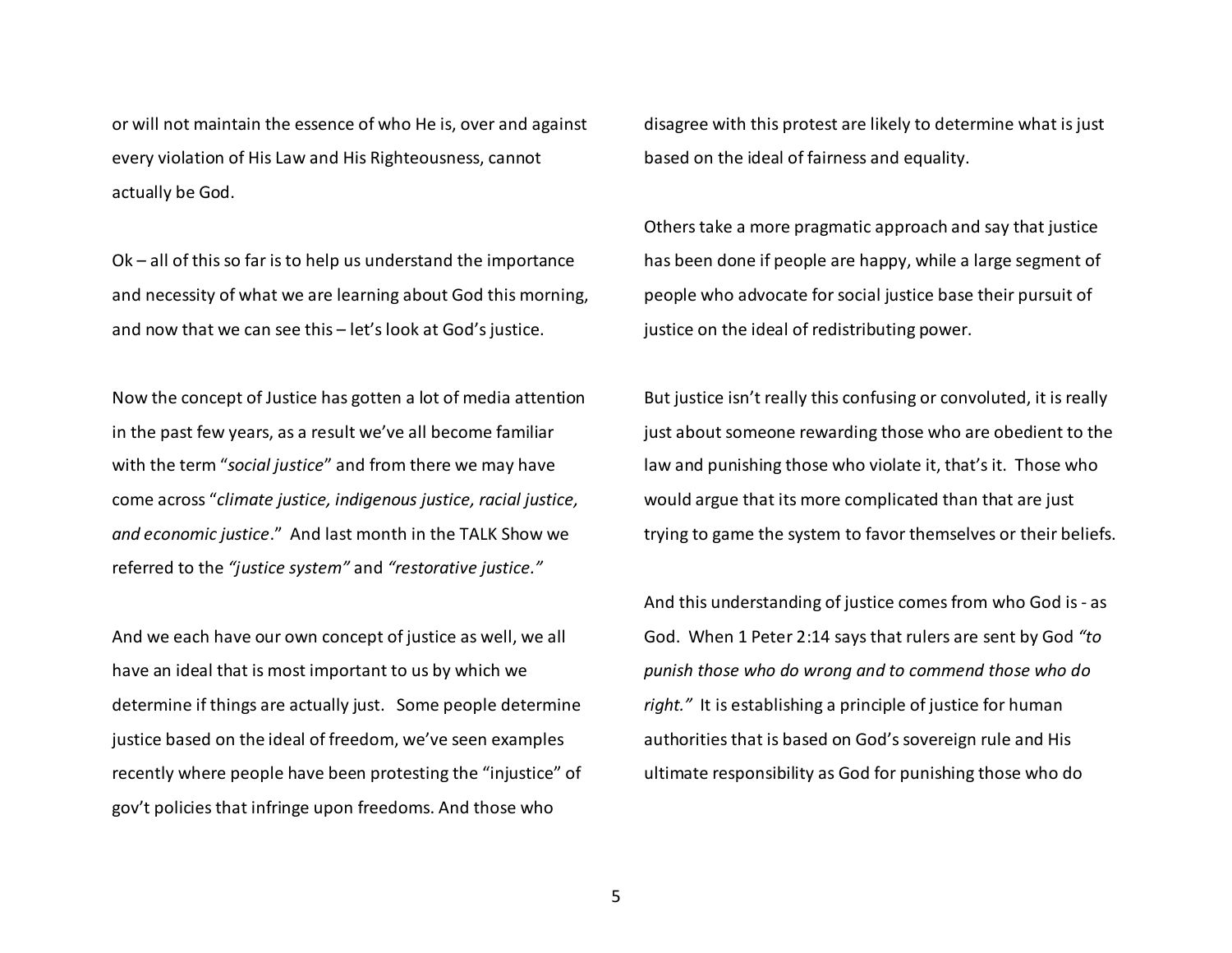or will not maintain the essence of who He is, over and against every violation of His Law and His Righteousness, cannot actually be God.

Ok – all of this so far is to help us understand the importance and necessity of what we are learning about God this morning, and now that we can see this – let's look at God's justice.

Now the concept of Justice has gotten a lot of media attention in the past few years, as a result we've all become familiar with the term "*social justice*" and from there we may have come across "*climate justice, indigenous justice, racial justice, and economic justice*." And last month in the TALK Show we referred to the *"justice system"* and *"restorative justice."*

And we each have our own concept of justice as well, we all have an ideal that is most important to us by which we determine if things are actually just. Some people determine justice based on the ideal of freedom, we've seen examples recently where people have been protesting the "injustice" of gov't policies that infringe upon freedoms. And those who disagree with this protest are likely to determine what is just based on the ideal of fairness and equality.

Others take a more pragmatic approach and say that justice has been done if people are happy, while a large segment of people who advocate for social justice base their pursuit of justice on the ideal of redistributing power.

But justice isn't really this confusing or convoluted, it is really just about someone rewarding those who are obedient to the law and punishing those who violate it, that's it. Those who would argue that its more complicated than that are just trying to game the system to favor themselves or their beliefs.

And this understanding of justice comes from who God is - as God. When 1 Peter 2:14 says that rulers are sent by God *"to punish those who do wrong and to commend those who do right."* It is establishing a principle of justice for human authorities that is based on God's sovereign rule and His ultimate responsibility as God for punishing those who do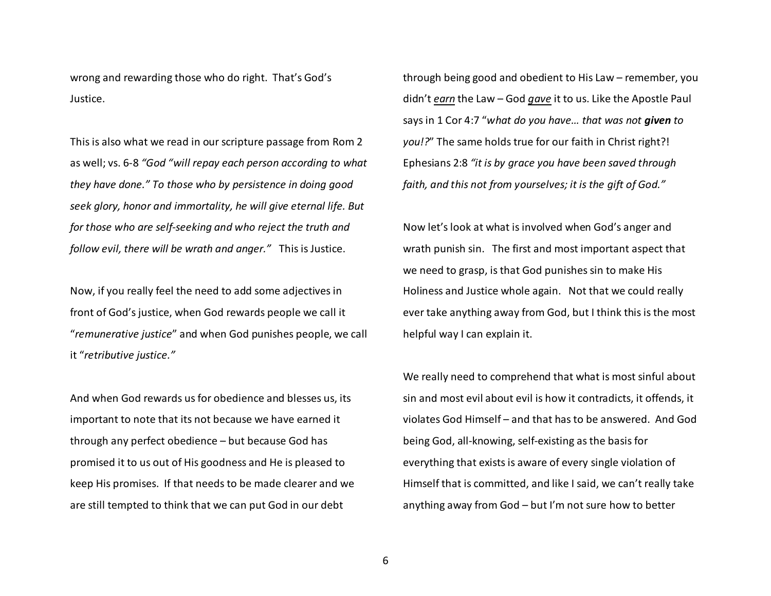wrong and rewarding those who do right. That's God's Justice.

This is also what we read in our scripture passage from Rom 2 as well; vs. 6-8 *"God "will repay each person according to what they have done." To those who by persistence in doing good seek glory, honor and immortality, he will give eternal life. But for those who are self-seeking and who reject the truth and follow evil, there will be wrath and anger."* This is Justice.

Now, if you really feel the need to add some adjectives in front of God's justice, when God rewards people we call it "*remunerative justice*" and when God punishes people, we call it "*retributive justice."*

And when God rewards us for obedience and blesses us, its important to note that its not because we have earned it through any perfect obedience – but because God has promised it to us out of His goodness and He is pleased to keep His promises. If that needs to be made clearer and we are still tempted to think that we can put God in our debt through being good and obedient to His Law – remember, you didn't ***earn*** the Law – God ***gave*** it to us. Like the Apostle Paul says in 1 Cor 4:7 "*what do you have… that was not* ***given*** *to you!?*" The same holds true for our faith in Christ right?! Ephesians 2:8 *"it is by grace you have been saved through faith, and this not from yourselves; it is the gift of God."*

Now let's look at what is involved when God's anger and wrath punish sin. The first and most important aspect that we need to grasp, is that God punishes sin to make His Holiness and Justice whole again. Not that we could really ever take anything away from God, but I think this is the most helpful way I can explain it.

We really need to comprehend that what is most sinful about sin and most evil about evil is how it contradicts, it offends, it violates God Himself – and that has to be answered. And God being God, all-knowing, self-existing as the basis for everything that exists is aware of every single violation of Himself that is committed, and like I said, we can't really take anything away from God – but I'm not sure how to better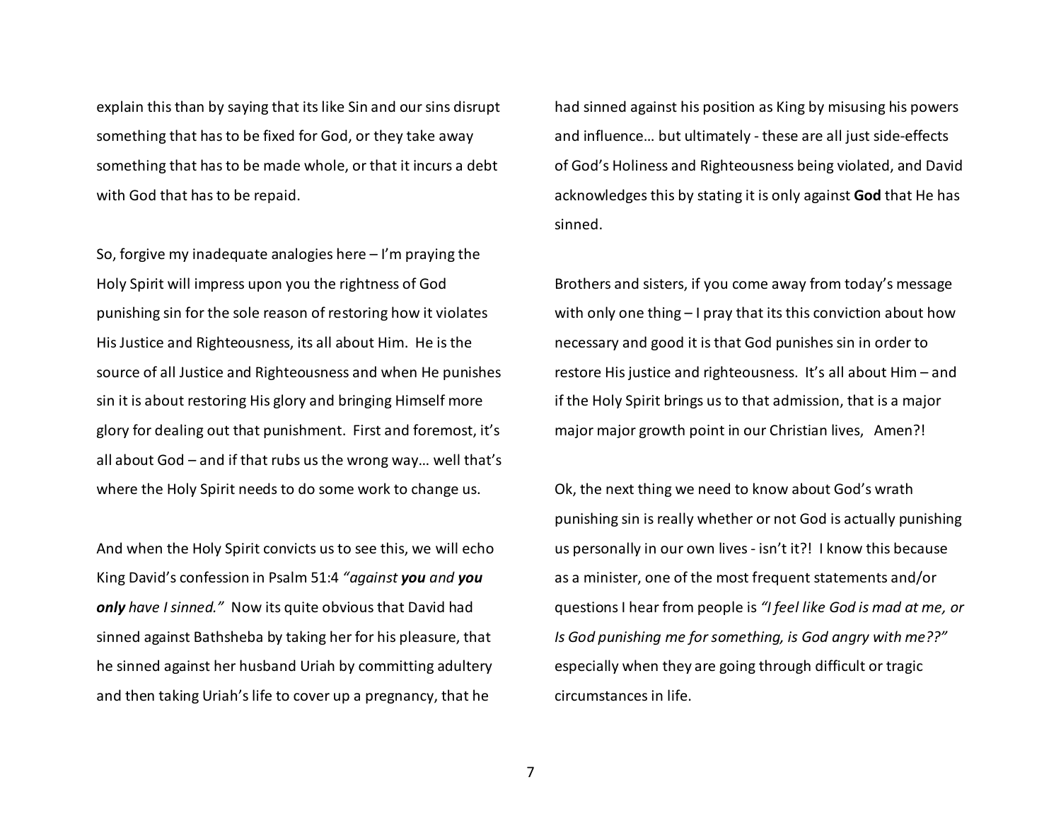explain this than by saying that its like Sin and our sins disrupt something that has to be fixed for God, or they take away something that has to be made whole, or that it incurs a debt with God that has to be repaid.

So, forgive my inadequate analogies here – I'm praying the Holy Spirit will impress upon you the rightness of God punishing sin for the sole reason of restoring how it violates His Justice and Righteousness, its all about Him. He is the source of all Justice and Righteousness and when He punishes sin it is about restoring His glory and bringing Himself more glory for dealing out that punishment. First and foremost, it's all about God – and if that rubs us the wrong way… well that's where the Holy Spirit needs to do some work to change us.

And when the Holy Spirit convicts us to see this, we will echo King David's confession in Psalm 51:4 *"against **you** and **you only** have I sinned."* Now its quite obvious that David had sinned against Bathsheba by taking her for his pleasure, that he sinned against her husband Uriah by committing adultery and then taking Uriah's life to cover up a pregnancy, that he had sinned against his position as King by misusing his powers and influence… but ultimately - these are all just side-effects of God's Holiness and Righteousness being violated, and David acknowledges this by stating it is only against **God** that He has sinned.

Brothers and sisters, if you come away from today's message with only one thing – I pray that its this conviction about how necessary and good it is that God punishes sin in order to restore His justice and righteousness. It's all about Him – and if the Holy Spirit brings us to that admission, that is a major major major growth point in our Christian lives, Amen?!

Ok, the next thing we need to know about God's wrath punishing sin is really whether or not God is actually punishing us personally in our own lives - isn't it?! I know this because as a minister, one of the most frequent statements and/or questions I hear from people is *"I feel like God is mad at me, or Is God punishing me for something, is God angry with me??"* especially when they are going through difficult or tragic circumstances in life.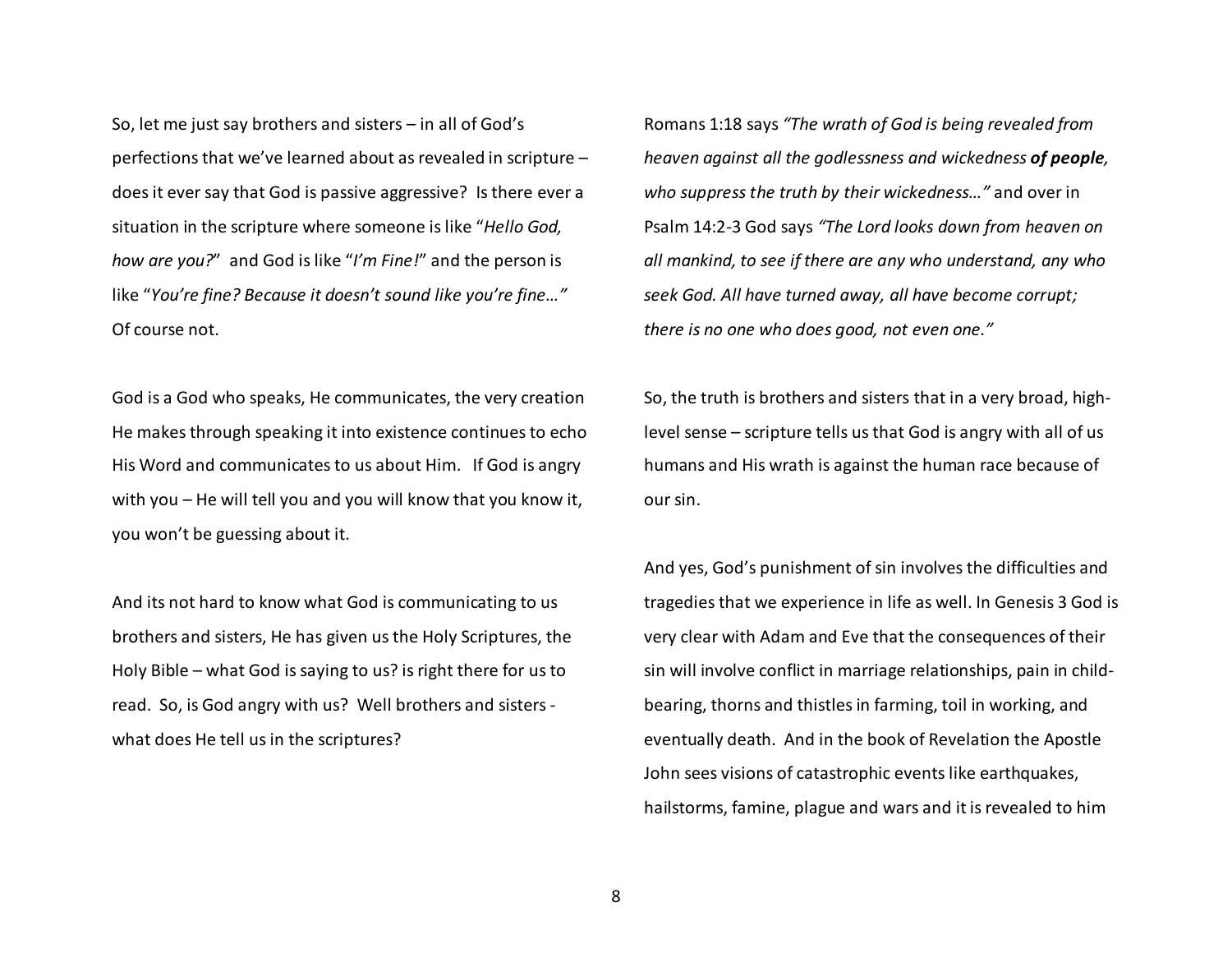So, let me just say brothers and sisters – in all of God's perfections that we've learned about as revealed in scripture – does it ever say that God is passive aggressive? Is there ever a situation in the scripture where someone is like "*Hello God, how are you?*" and God is like "*I'm Fine!*" and the person is like "*You're fine? Because it doesn't sound like you're fine…"* Of course not.

God is a God who speaks, He communicates, the very creation He makes through speaking it into existence continues to echo His Word and communicates to us about Him. If God is angry with you – He will tell you and you will know that you know it, you won't be guessing about it.

And its not hard to know what God is communicating to us brothers and sisters, He has given us the Holy Scriptures, the Holy Bible – what God is saying to us? is right there for us to read. So, is God angry with us? Well brothers and sisters - what does He tell us in the scriptures?

Romans 1:18 says *"The wrath of God is being revealed from heaven against all the godlessness and wickedness* ***of people****, who suppress the truth by their wickedness…"* and over in Psalm 14:2-3 God says *"The Lord looks down from heaven on all mankind, to see if there are any who understand, any who seek God. All have turned away, all have become corrupt; there is no one who does good, not even one."*

So, the truth is brothers and sisters that in a very broad, high-level sense – scripture tells us that God is angry with all of us humans and His wrath is against the human race because of our sin.

And yes, God's punishment of sin involves the difficulties and tragedies that we experience in life as well. In Genesis 3 God is very clear with Adam and Eve that the consequences of their sin will involve conflict in marriage relationships, pain in child-bearing, thorns and thistles in farming, toil in working, and eventually death. And in the book of Revelation the Apostle John sees visions of catastrophic events like earthquakes, hailstorms, famine, plague and wars and it is revealed to him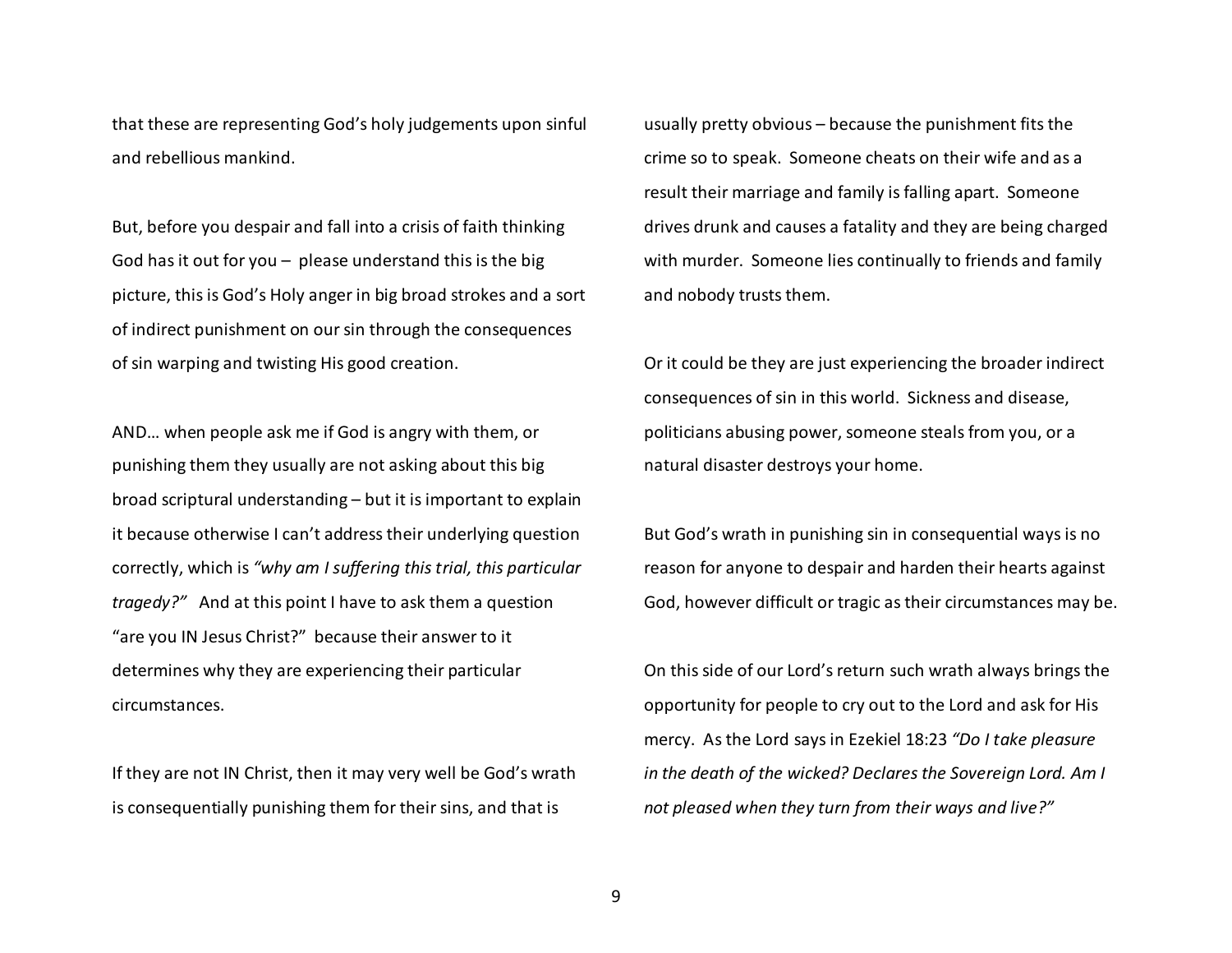that these are representing God's holy judgements upon sinful and rebellious mankind.

But, before you despair and fall into a crisis of faith thinking God has it out for you – please understand this is the big picture, this is God's Holy anger in big broad strokes and a sort of indirect punishment on our sin through the consequences of sin warping and twisting His good creation.

AND… when people ask me if God is angry with them, or punishing them they usually are not asking about this big broad scriptural understanding – but it is important to explain it because otherwise I can't address their underlying question correctly, which is *"why am I suffering this trial, this particular tragedy?"* And at this point I have to ask them a question "are you IN Jesus Christ?" because their answer to it determines why they are experiencing their particular circumstances.

If they are not IN Christ, then it may very well be God's wrath is consequentially punishing them for their sins, and that is usually pretty obvious – because the punishment fits the crime so to speak. Someone cheats on their wife and as a result their marriage and family is falling apart. Someone drives drunk and causes a fatality and they are being charged with murder. Someone lies continually to friends and family and nobody trusts them.

Or it could be they are just experiencing the broader indirect consequences of sin in this world. Sickness and disease, politicians abusing power, someone steals from you, or a natural disaster destroys your home.

But God's wrath in punishing sin in consequential ways is no reason for anyone to despair and harden their hearts against God, however difficult or tragic as their circumstances may be.

On this side of our Lord's return such wrath always brings the opportunity for people to cry out to the Lord and ask for His mercy. As the Lord says in Ezekiel 18:23 *"Do I take pleasure in the death of the wicked? Declares the Sovereign Lord. Am I not pleased when they turn from their ways and live?"*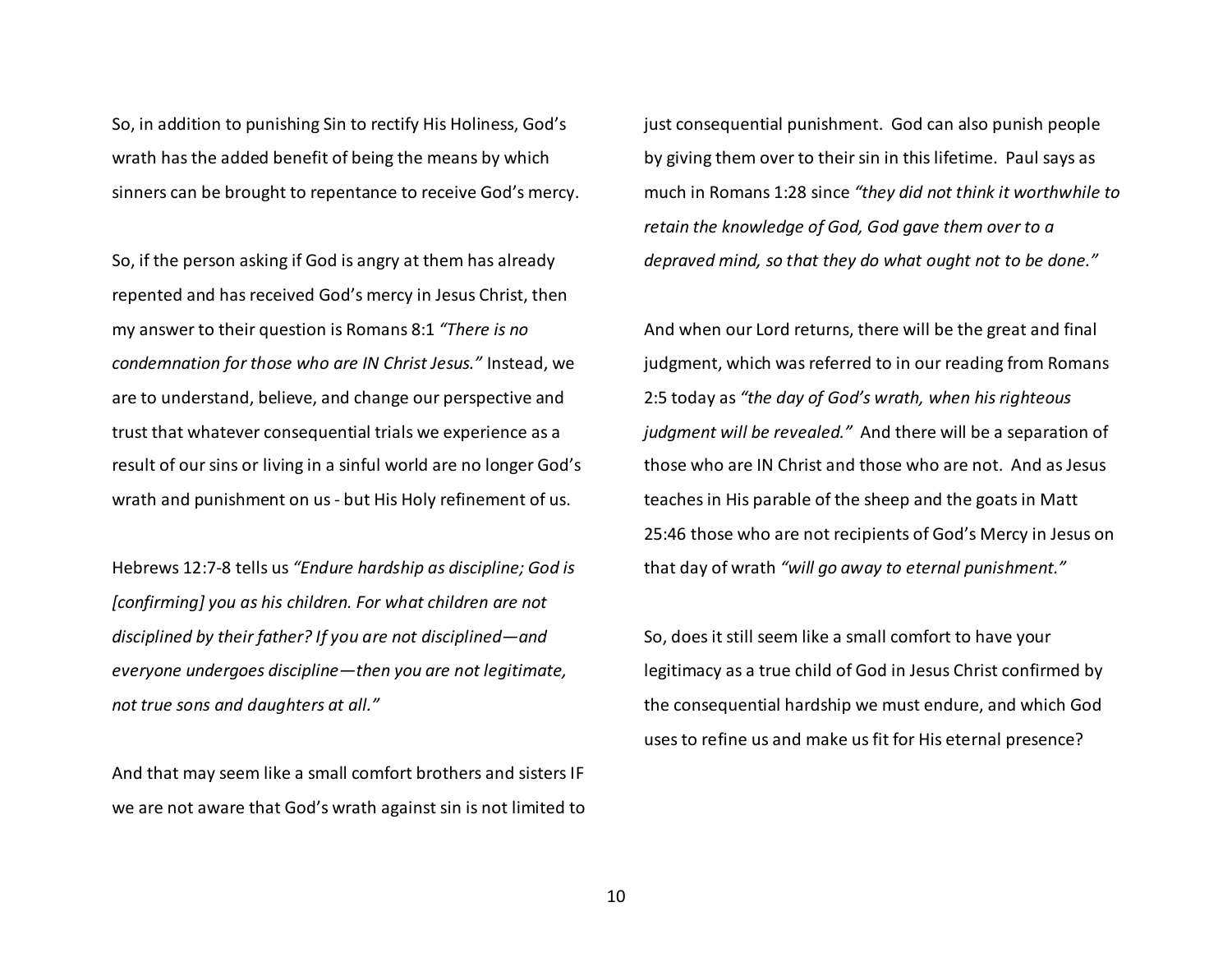So, in addition to punishing Sin to rectify His Holiness, God's wrath has the added benefit of being the means by which sinners can be brought to repentance to receive God's mercy.

So, if the person asking if God is angry at them has already repented and has received God's mercy in Jesus Christ, then my answer to their question is Romans 8:1 *"There is no condemnation for those who are IN Christ Jesus."* Instead, we are to understand, believe, and change our perspective and trust that whatever consequential trials we experience as a result of our sins or living in a sinful world are no longer God's wrath and punishment on us - but His Holy refinement of us.

Hebrews 12:7-8 tells us *"Endure hardship as discipline; God is [confirming] you as his children. For what children are not disciplined by their father? If you are not disciplined—and everyone undergoes discipline—then you are not legitimate, not true sons and daughters at all."*

And that may seem like a small comfort brothers and sisters IF we are not aware that God's wrath against sin is not limited to just consequential punishment. God can also punish people by giving them over to their sin in this lifetime. Paul says as much in Romans 1:28 since *"they did not think it worthwhile to retain the knowledge of God, God gave them over to a depraved mind, so that they do what ought not to be done."*

And when our Lord returns, there will be the great and final judgment, which was referred to in our reading from Romans 2:5 today as *"the day of God's wrath, when his righteous judgment will be revealed."* And there will be a separation of those who are IN Christ and those who are not. And as Jesus teaches in His parable of the sheep and the goats in Matt 25:46 those who are not recipients of God's Mercy in Jesus on that day of wrath *"will go away to eternal punishment."*

So, does it still seem like a small comfort to have your legitimacy as a true child of God in Jesus Christ confirmed by the consequential hardship we must endure, and which God uses to refine us and make us fit for His eternal presence?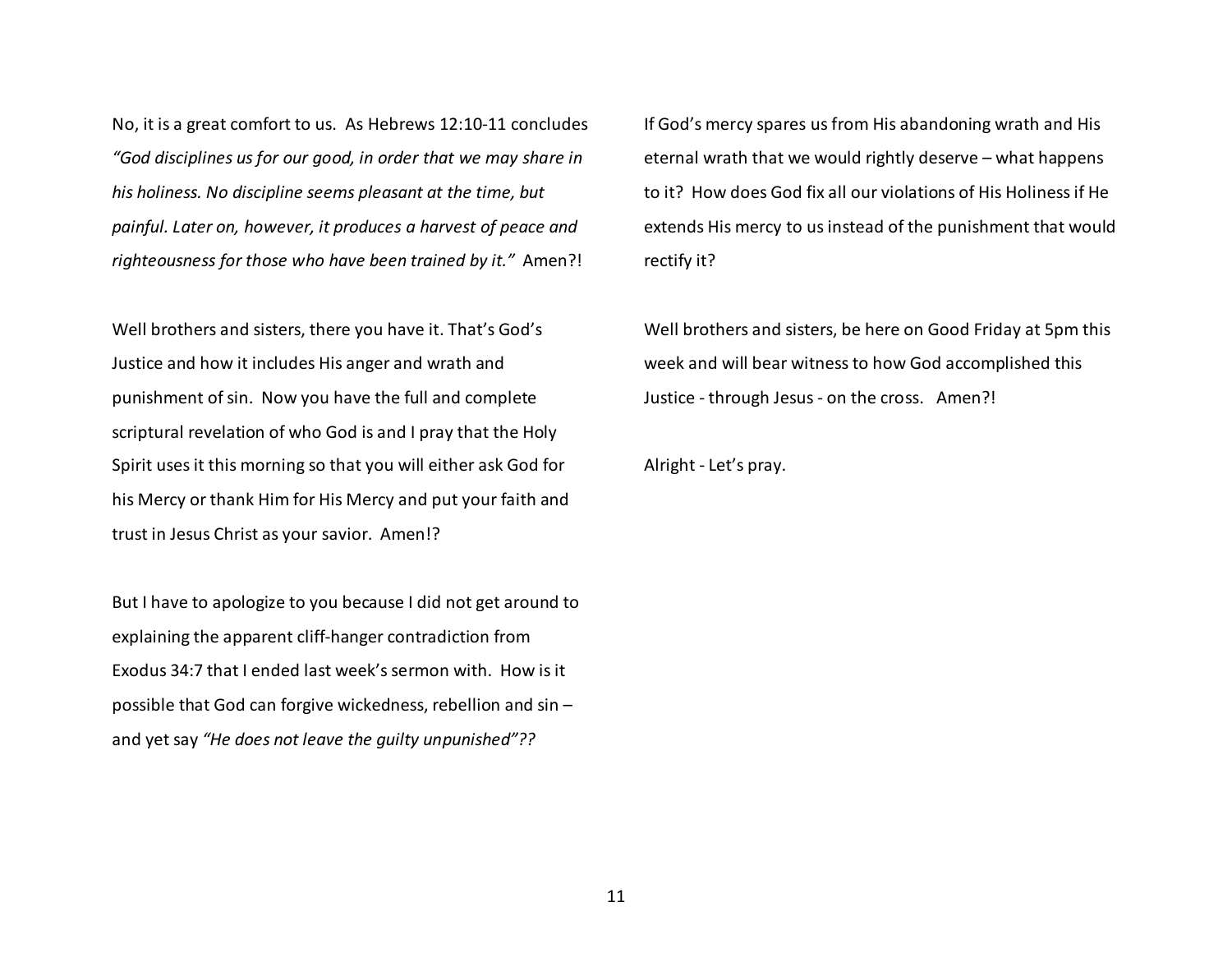No, it is a great comfort to us. As Hebrews 12:10-11 concludes *"God disciplines us for our good, in order that we may share in his holiness. No discipline seems pleasant at the time, but painful. Later on, however, it produces a harvest of peace and righteousness for those who have been trained by it."* Amen?!

Well brothers and sisters, there you have it. That's God's Justice and how it includes His anger and wrath and punishment of sin. Now you have the full and complete scriptural revelation of who God is and I pray that the Holy Spirit uses it this morning so that you will either ask God for his Mercy or thank Him for His Mercy and put your faith and trust in Jesus Christ as your savior. Amen!?

But I have to apologize to you because I did not get around to explaining the apparent cliff-hanger contradiction from Exodus 34:7 that I ended last week's sermon with. How is it possible that God can forgive wickedness, rebellion and sin – and yet say *"He does not leave the guilty unpunished"??*

If God's mercy spares us from His abandoning wrath and His eternal wrath that we would rightly deserve – what happens to it? How does God fix all our violations of His Holiness if He extends His mercy to us instead of the punishment that would rectify it?

Well brothers and sisters, be here on Good Friday at 5pm this week and will bear witness to how God accomplished this Justice - through Jesus - on the cross. Amen?!

Alright - Let's pray.